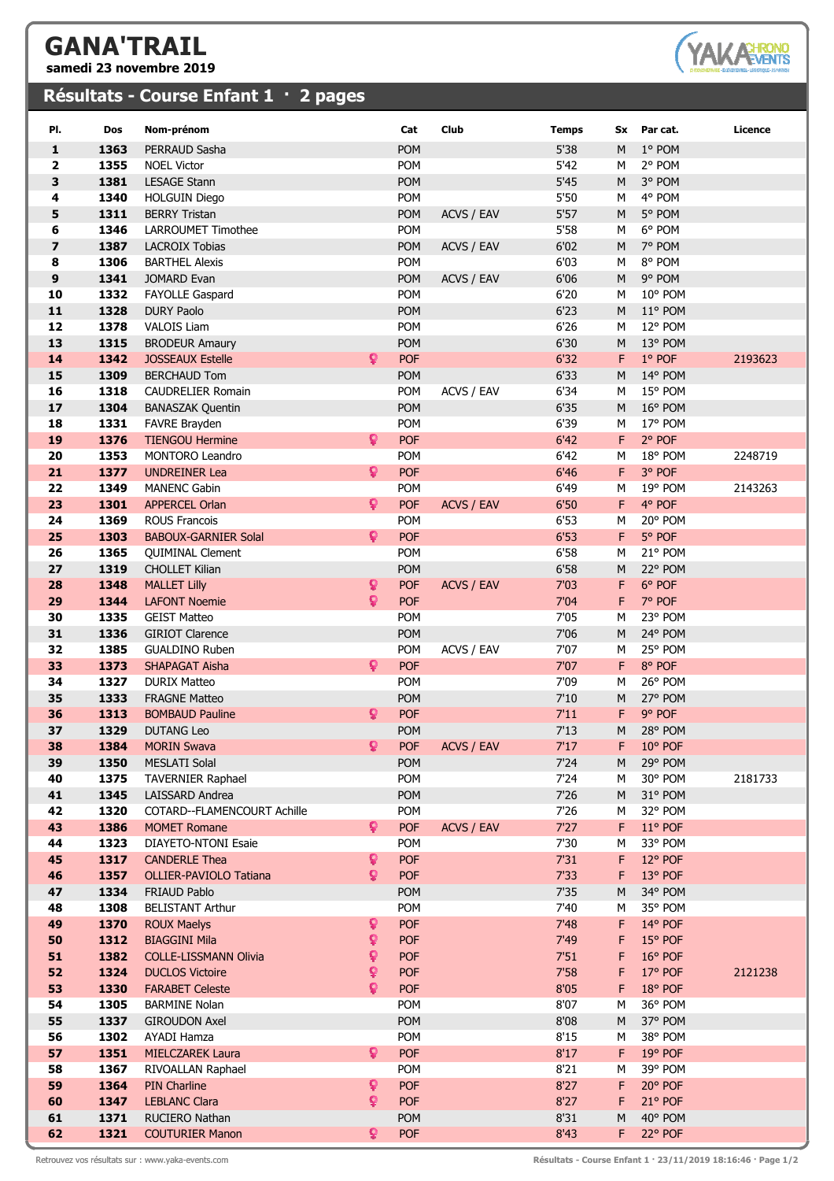# GANA'TRAIL

**samedi 23 novembre 2019**

## Résultats - Course Enfant 1 · 2 pages

| Pl. | Dos | Nom-prénom | | Cat | Club | Temps | Sx | Par cat. | Licence |
|---|---|---|---|---|---|---|---|---|---|
| 1 | 1363 | PERRAUD Sasha | | POM | | 5'38 | M | 1° POM | |
| 2 | 1355 | NOEL Victor | | POM | | 5'42 | M | 2° POM | |
| 3 | 1381 | LESAGE Stann | | POM | | 5'45 | M | 3° POM | |
| 4 | 1340 | HOLGUIN Diego | | POM | | 5'50 | M | 4° POM | |
| 5 | 1311 | BERRY Tristan | | POM | ACVS / EAV | 5'57 | M | 5° POM | |
| 6 | 1346 | LARROUMET Timothee | | POM | | 5'58 | M | 6° POM | |
| 7 | 1387 | LACROIX Tobias | | POM | ACVS / EAV | 6'02 | M | 7° POM | |
| 8 | 1306 | BARTHEL Alexis | | POM | | 6'03 | M | 8° POM | |
| 9 | 1341 | JOMARD Evan | | POM | ACVS / EAV | 6'06 | M | 9° POM | |
| 10 | 1332 | FAYOLLE Gaspard | | POM | | 6'20 | M | 10° POM | |
| 11 | 1328 | DURY Paolo | | POM | | 6'23 | M | 11° POM | |
| 12 | 1378 | VALOIS Liam | | POM | | 6'26 | M | 12° POM | |
| 13 | 1315 | BRODEUR Amaury | | POM | | 6'30 | M | 13° POM | |
| 14 | 1342 | JOSSEAUX Estelle | ♀ | POF | | 6'32 | F | 1° POF | 2193623 |
| 15 | 1309 | BERCHAUD Tom | | POM | | 6'33 | M | 14° POM | |
| 16 | 1318 | CAUDRELIER Romain | | POM | ACVS / EAV | 6'34 | M | 15° POM | |
| 17 | 1304 | BANASZAK Quentin | | POM | | 6'35 | M | 16° POM | |
| 18 | 1331 | FAVRE Brayden | | POM | | 6'39 | M | 17° POM | |
| 19 | 1376 | TIENGOU Hermine | ♀ | POF | | 6'42 | F | 2° POF | |
| 20 | 1353 | MONTORO Leandro | | POM | | 6'42 | M | 18° POM | 2248719 |
| 21 | 1377 | UNDREINER Lea | ♀ | POF | | 6'46 | F | 3° POF | |
| 22 | 1349 | MANENC Gabin | | POM | | 6'49 | M | 19° POM | 2143263 |
| 23 | 1301 | APPERCEL Orlan | ♀ | POF | ACVS / EAV | 6'50 | F | 4° POF | |
| 24 | 1369 | ROUS Francois | | POM | | 6'53 | M | 20° POM | |
| 25 | 1303 | BABOUX-GARNIER Solal | ♀ | POF | | 6'53 | F | 5° POF | |
| 26 | 1365 | QUIMINAL Clement | | POM | | 6'58 | M | 21° POM | |
| 27 | 1319 | CHOLLET Kilian | | POM | | 6'58 | M | 22° POM | |
| 28 | 1348 | MALLET Lilly | ♀ | POF | ACVS / EAV | 7'03 | F | 6° POF | |
| 29 | 1344 | LAFONT Noemie | ♀ | POF | | 7'04 | F | 7° POF | |
| 30 | 1335 | GEIST Matteo | | POM | | 7'05 | M | 23° POM | |
| 31 | 1336 | GIRIOT Clarence | | POM | | 7'06 | M | 24° POM | |
| 32 | 1385 | GUALDINO Ruben | | POM | ACVS / EAV | 7'07 | M | 25° POM | |
| 33 | 1373 | SHAPAGAT Aisha | ♀ | POF | | 7'07 | F | 8° POF | |
| 34 | 1327 | DURIX Matteo | | POM | | 7'09 | M | 26° POM | |
| 35 | 1333 | FRAGNE Matteo | | POM | | 7'10 | M | 27° POM | |
| 36 | 1313 | BOMBAUD Pauline | ♀ | POF | | 7'11 | F | 9° POF | |
| 37 | 1329 | DUTANG Leo | | POM | | 7'13 | M | 28° POM | |
| 38 | 1384 | MORIN Swava | ♀ | POF | ACVS / EAV | 7'17 | F | 10° POF | |
| 39 | 1350 | MESLATI Solal | | POM | | 7'24 | M | 29° POM | |
| 40 | 1375 | TAVERNIER Raphael | | POM | | 7'24 | M | 30° POM | 2181733 |
| 41 | 1345 | LAISSARD Andrea | | POM | | 7'26 | M | 31° POM | |
| 42 | 1320 | COTARD--FLAMENCOURT Achille | | POM | | 7'26 | M | 32° POM | |
| 43 | 1386 | MOMET Romane | ♀ | POF | ACVS / EAV | 7'27 | F | 11° POF | |
| 44 | 1323 | DIAYETO-NTONI Esaie | | POM | | 7'30 | M | 33° POM | |
| 45 | 1317 | CANDERLE Thea | ♀ | POF | | 7'31 | F | 12° POF | |
| 46 | 1357 | OLLIER-PAVIOLO Tatiana | ♀ | POF | | 7'33 | F | 13° POF | |
| 47 | 1334 | FRIAUD Pablo | | POM | | 7'35 | M | 34° POM | |
| 48 | 1308 | BELISTANT Arthur | | POM | | 7'40 | M | 35° POM | |
| 49 | 1370 | ROUX Maelys | ♀ | POF | | 7'48 | F | 14° POF | |
| 50 | 1312 | BIAGGINI Mila | ♀ | POF | | 7'49 | F | 15° POF | |
| 51 | 1382 | COLLE-LISSMANN Olivia | ♀ | POF | | 7'51 | F | 16° POF | |
| 52 | 1324 | DUCLOS Victoire | ♀ | POF | | 7'58 | F | 17° POF | 2121238 |
| 53 | 1330 | FARABET Celeste | ♀ | POF | | 8'05 | F | 18° POF | |
| 54 | 1305 | BARMINE Nolan | | POM | | 8'07 | M | 36° POM | |
| 55 | 1337 | GIROUDON Axel | | POM | | 8'08 | M | 37° POM | |
| 56 | 1302 | AYADI Hamza | | POM | | 8'15 | M | 38° POM | |
| 57 | 1351 | MIELCZAREK Laura | ♀ | POF | | 8'17 | F | 19° POF | |
| 58 | 1367 | RIVOALLAN Raphael | | POM | | 8'21 | M | 39° POM | |
| 59 | 1364 | PIN Charline | ♀ | POF | | 8'27 | F | 20° POF | |
| 60 | 1347 | LEBLANC Clara | ♀ | POF | | 8'27 | F | 21° POF | |
| 61 | 1371 | RUCIERO Nathan | | POM | | 8'31 | M | 40° POM | |
| 62 | 1321 | COUTURIER Manon | ♀ | POF | | 8'43 | F | 22° POF | |

Retrouvez vos résultats sur : www.yaka-events.com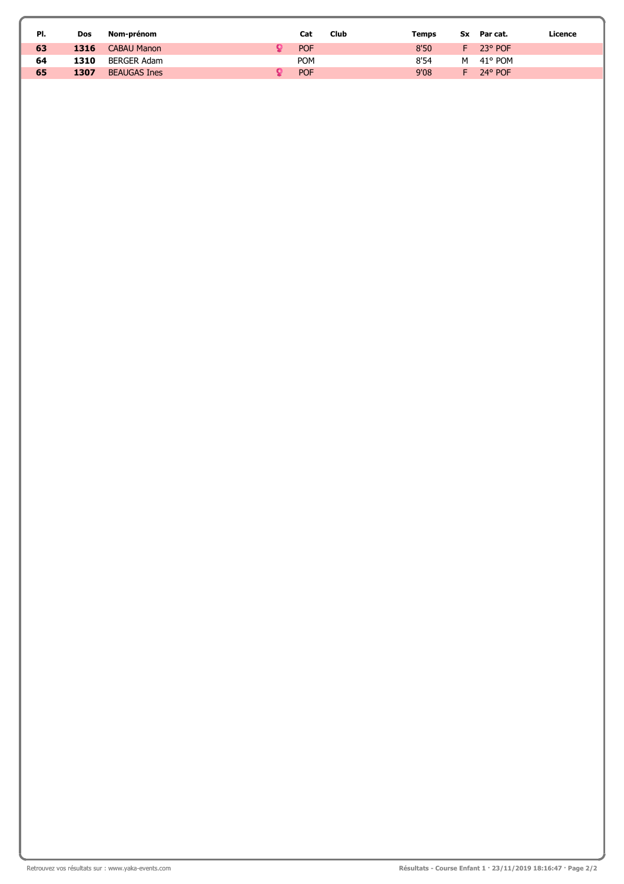| Pl. | Dos | Nom-prénom | | Cat | Club | Temps | Sx | Par cat. | Licence |
|---|---|---|---|---|---|---|---|---|---|
| **63** | **1316** | CABAU Manon | ♀ | POF | | 8'50 | F | 23° POF | |
| **64** | **1310** | BERGER Adam | | POM | | 8'54 | M | 41° POM | |
| **65** | **1307** | BEAUGAS Ines | ♀ | POF | | 9'08 | F | 24° POF | |

Retrouvez vos résultats sur : www.yaka-events.com

**Résultats - Course Enfant 1 · 23/11/2019 18:16:47**